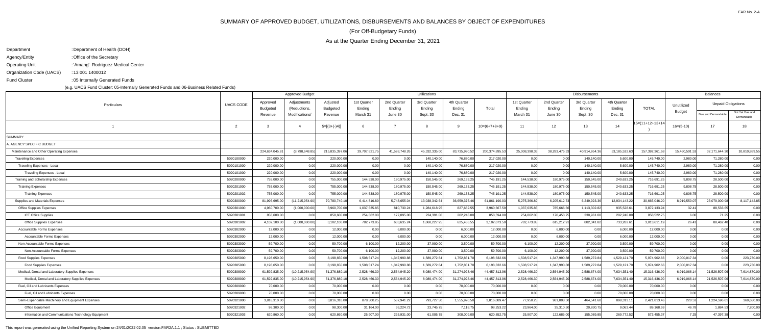FAR No. 2-A

# SUMMARY OF APPROVED BUDGET, UTILIZATIONS, DISBURSEMENTS AND BALANCES BY OBJECT OF EXPENDITURES

## (For Off-Budgetary Funds)

## As at the Quarter Ending December 31, 2021

Department : Department of Health (DOH)

Agency/Entity : Office of the Secretary

Operating Unit : 'Amang' Rodriguez Medical Center

Organization Code (UACS) : 13 001 1400012

Fund Cluster : 05 Internally Generated Funds

(e.g. UACS Fund Cluster: 05-Internally Generated Funds and 06-Business Related Funds)

| Particulars | UACS CODE | Approved Budget | | | Utilizations | | | | | Disbursements | | | | | Balances | | |
|---|---|---|---|---|---|---|---|---|---|---|---|---|---|---|---|---|---|
| | | Approved Budgeted Revenue | Adjustments (Reductions, Modifications/ | Adjusted Budgeted Revenue | 1st Quarter Ending March 31 | 2nd Quarter Ending June 30 | 3rd Quarter Ending Sept. 30 | 4th Quarter Ending Dec. 31 | Total | 1st Quarter Ending March 31 | 2nd Quarter Ending June 30 | 3rd Quarter Ending Sept. 30 | 4th Quarter Ending Dec. 31 | TOTAL | Unutilized Budget | Unpaid Obligations | |
| | | | | | | | | | | | | | | | | Due and Demandable | Not Yet Due and Demandable |
| 1 | 2 | 3 | 4 | 5=[(3+(-)4)] | 6 | 7 | 8 | 9 | 10=(6+7+8+9) | 11 | 12 | 13 | 14 | 15=(11+12+13+14) | 16=(5-10) | 17 | 18 |
| SUMMARY | | | | | | | | | | | | | | | | | |
| A. AGENCY SPECIFIC BUDGET | | | | | | | | | | | | | | | | | |
| Maintenance and Other Operating Expenses | | 224,634,045.91 | (8,798,648.85) | 215,835,397.06 | 29,707,821.75 | 41,598,748.26 | 45,332,335.00 | 83,735,990.52 | 200,374,895.53 | 25,008,398.36 | 38,283,476.33 | 40,914,954.36 | 53,185,532.63 | 157,392,361.68 | 15,460,501.53 | 32,171,644.30 | 10,810,889.55 |
| Traveling Expenses | 5020100000 | 220,000.00 | 0.00 | 220,000.00 | 0.00 | 0.00 | 140,140.00 | 76,880.00 | 217,020.00 | 0.00 | 0.00 | 140,140.00 | 5,600.00 | 145,740.00 | 2,980.00 | 71,280.00 | 0.00 |
| Traveling Expenses - Local | 5020101000 | 220,000.00 | 0.00 | 220,000.00 | 0.00 | 0.00 | 140,140.00 | 76,880.00 | 217,020.00 | 0.00 | 0.00 | 140,140.00 | 5,600.00 | 145,740.00 | 2,980.00 | 71,280.00 | 0.00 |
| Traveling Expenses - Local | 5020101000 | 220,000.00 | 0.00 | 220,000.00 | 0.00 | 0.00 | 140,140.00 | 76,880.00 | 217,020.00 | 0.00 | 0.00 | 140,140.00 | 5,600.00 | 145,740.00 | 2,980.00 | 71,280.00 | 0.00 |
| Training and Scholarship Expenses | 5020200000 | 755,000.00 | 0.00 | 755,000.00 | 144,538.00 | 180,975.00 | 150,545.00 | 269,133.25 | 745,191.25 | 144,538.00 | 180,975.00 | 150,545.00 | 240,633.25 | 716,691.25 | 9,808.75 | 28,500.00 | 0.00 |
| Training Expenses | 5020201000 | 755,000.00 | 0.00 | 755,000.00 | 144,538.00 | 180,975.00 | 150,545.00 | 269,133.25 | 745,191.25 | 144,538.00 | 180,975.00 | 150,545.00 | 240,633.25 | 716,691.25 | 9,808.75 | 28,500.00 | 0.00 |
| Training Expenses | 5020201002 | 755,000.00 | 0.00 | 755,000.00 | 144,538.00 | 180,975.00 | 150,545.00 | 269,133.25 | 745,191.25 | 144,538.00 | 180,975.00 | 150,545.00 | 240,633.25 | 716,691.25 | 9,808.75 | 28,500.00 | 0.00 |
| Supplies and Materials Expenses | 5020300000 | 81,996,695.00 | (11,215,954.90) | 70,780,740.10 | 6,414,816.89 | 5,748,655.04 | 13,038,342.64 | 36,659,375.46 | 61,861,190.03 | 5,275,366.89 | 6,205,612.73 | 6,249,923.36 | 12,934,143.22 | 30,665,046.20 | 8,919,550.07 | 23,079,000.98 | 8,117,142.85 |
| Office Supplies Expenses | 5020301000 | 4,960,700.00 | (1,000,000.00) | 3,960,700.00 | 1,037,635.85 | 810,730.24 | 1,284,618.95 | 827,682.55 | 3,960,667.59 | 1,037,635.85 | 785,666.66 | 1,113,302.82 | 935,528.61 | 3,872,133.94 | 32.41 | 88,533.65 | 0.00 |
| ICT Office Supplies | 5020301001 | 858,600.00 | 0.00 | 858,600.00 | 254,862.00 | 177,095.00 | 224,391.00 | 202,246.00 | 858,594.00 | 254,862.00 | 170,453.75 | 230,961.00 | 202,246.00 | 858,522.75 | 6.00 | 71.25 | 0.00 |
| Office Supplies Expenses | 5020301002 | 4,102,100.00 | (1,000,000.00) | 3,102,100.00 | 782,773.85 | 633,635.24 | 1,060,227.95 | 625,436.55 | 3,102,073.59 | 782,773.85 | 615,212.91 | 882,341.82 | 733,282.61 | 3,013,611.19 | 26.41 | 88,462.40 | 0.00 |
| Accountable Forms Expenses | 5020302000 | 12,000.00 | 0.00 | 12,000.00 | 0.00 | 6,000.00 | 0.00 | 6,000.00 | 12,000.00 | 0.00 | 6,000.00 | 0.00 | 6,000.00 | 12,000.00 | 0.00 | 0.00 | 0.00 |
| Accountable Forms Expenses | 5020302000 | 12,000.00 | 0.00 | 12,000.00 | 0.00 | 6,000.00 | 0.00 | 6,000.00 | 12,000.00 | 0.00 | 6,000.00 | 0.00 | 6,000.00 | 12,000.00 | 0.00 | 0.00 | 0.00 |
| Non-Accountable Forms Expenses | 5020303000 | 59,700.00 | 0.00 | 59,700.00 | 6,100.00 | 12,200.00 | 37,900.00 | 3,500.00 | 59,700.00 | 6,100.00 | 12,200.00 | 37,900.00 | 3,500.00 | 59,700.00 | 0.00 | 0.00 | 0.00 |
| Non-Accountable Forms Expenses | 5020303000 | 59,700.00 | 0.00 | 59,700.00 | 6,100.00 | 12,200.00 | 37,900.00 | 3,500.00 | 59,700.00 | 6,100.00 | 12,200.00 | 37,900.00 | 3,500.00 | 59,700.00 | 0.00 | 0.00 | 0.00 |
| Food Supplies Expenses | 5020305000 | 8,198,650.00 | 0.00 | 8,198,650.00 | 1,508,517.24 | 1,347,990.88 | 1,589,272.84 | 1,752,851.70 | 6,198,632.66 | 1,508,517.24 | 1,347,990.88 | 1,589,272.84 | 1,529,121.70 | 5,974,902.66 | 2,000,017.34 | 0.00 | 223,730.00 |
| Food Supplies Expenses | 5020305000 | 8,198,650.00 | 0.00 | 8,198,650.00 | 1,508,517.24 | 1,347,990.88 | 1,589,272.84 | 1,752,851.70 | 6,198,632.66 | 1,508,517.24 | 1,347,990.88 | 1,589,272.84 | 1,529,121.70 | 5,974,902.66 | 2,000,017.34 | 0.00 | 223,730.00 |
| Medical, Dental and Laboratory Supplies Expenses | 5020308000 | 61,592,835.00 | (10,215,954.90) | 51,376,880.10 | 2,528,466.30 | 2,564,945.20 | 8,089,474.00 | 31,274,928.46 | 44,457,813.96 | 2,528,466.30 | 2,564,945.20 | 2,588,674.00 | 7,634,351.40 | 15,316,436.90 | 6,919,066.14 | 21,526,507.06 | 7,614,870.00 |
| Medical, Dental and Laboratory Supplies Expenses | 5020308000 | 61,592,835.00 | (10,215,954.90) | 51,376,880.10 | 2,528,466.30 | 2,564,945.20 | 8,089,474.00 | 31,274,928.46 | 44,457,813.96 | 2,528,466.30 | 2,564,945.20 | 2,588,674.00 | 7,634,351.40 | 15,316,436.90 | 6,919,066.14 | 21,526,507.06 | 7,614,870.00 |
| Fuel, Oil and Lubricants Expenses | 5020309000 | 70,000.00 | 0.00 | 70,000.00 | 0.00 | 0.00 | 0.00 | 70,000.00 | 70,000.00 | 0.00 | 0.00 | 0.00 | 70,000.00 | 70,000.00 | 0.00 | 0.00 | 0.00 |
| Fuel, Oil and Lubricants Expenses | 5020309000 | 70,000.00 | 0.00 | 70,000.00 | 0.00 | 0.00 | 0.00 | 70,000.00 | 70,000.00 | 0.00 | 0.00 | 0.00 | 70,000.00 | 70,000.00 | 0.00 | 0.00 | 0.00 |
| Semi-Expendable Machinery and Equipment Expenses | 5020321000 | 3,816,310.00 | 0.00 | 3,816,310.00 | 878,500.25 | 587,941.22 | 793,727.50 | 1,555,920.50 | 3,816,089.47 | 77,950.25 | 981,008.50 | 464,541.60 | 898,313.11 | 2,421,813.46 | 220.53 | 1,224,596.01 | 169,680.00 |
| Office Equipment | 5020321002 | 98,300.00 | 0.00 | 98,300.00 | 31,164.00 | 36,224.72 | 23,745.75 | 7,118.75 | 98,253.22 | 23,964.00 | 35,310.50 | 20,830.75 | 9,063.44 | 89,168.69 | 46.78 | 1,884.53 | 7,200.00 |
| Information and Communications Technology Equipment | 5020321003 | 620,860.00 | 0.00 | 620,860.00 | 25,907.00 | 225,931.00 | 61,005.75 | 308,009.00 | 620,852.75 | 25,907.00 | 122,686.00 | 155,089.85 | 269,772.52 | 573,455.37 | 7.25 | 47,397.38 | 0.00 |

This report was generated using the Unified Reporting System on 24/01/2022 02:05 version.FAR2A.1.1 ; Status : SUBMITTED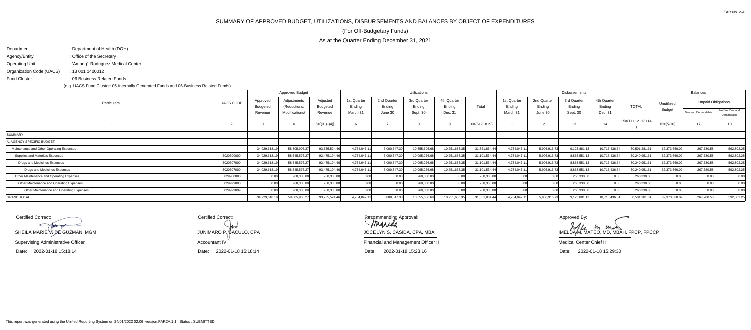FAR No. 2-A

# SUMMARY OF APPROVED BUDGET, UTILIZATIONS, DISBURSEMENTS AND BALANCES BY OBJECT OF EXPENDITURES

(For Off-Budgetary Funds)

As at the Quarter Ending December 31, 2021

Department : Department of Health (DOH)
Agency/Entity : Office of the Secretary
Operating Unit : 'Amang' Rodriguez Medical Center
Organization Code (UACS) : 13 001 1400012
Fund Cluster : 06 Business Related Funds

(e.g. UACS Fund Cluster: 05-Internally Generated Funds and 06-Business Related Funds)

| Particulars | UACS CODE | Approved Budget | | | Utilizations | | | | | Disbursements | | | | | Balances | | |
|---|---|---|---|---|---|---|---|---|---|---|---|---|---|---|---|---|---|
| | | Approved Budgeted Revenue | Adjustments (Reductions, Modifications/ | Adjusted Budgeted Revenue | 1st Quarter Ending March 31 | 2nd Quarter Ending June 30 | 3rd Quarter Ending Sept. 30 | 4th Quarter Ending Dec. 31 | Total | 1st Quarter Ending March 31 | 2nd Quarter Ending June 30 | 3rd Quarter Ending Sept. 30 | 4th Quarter Ending Dec. 31 | TOTAL | Unutilized Budget | Unpaid Obligations | |
| | | | | | | | | | | | | | | | | Due and Demandable | Not Yet Due and Demandable |
| 1 | 2 | 3 | 4 | 5=[(3+(-)4)] | 6 | 7 | 8 | 9 | 10=(6+7+8+9) | 11 | 12 | 13 | 14 | 15=(11+12+13+14) | 16=(5-10) | 17 | 18 |
| SUMMARY | | | | | | | | | | | | | | | | | |
| A. AGENCY SPECIFIC BUDGET | | | | | | | | | | | | | | | | | |
| Maintenance and Other Operating Expenses | | 34,929,618.19 | 58,805,906.27 | 93,735,524.46 | 4,754,047.11 | 6,000,547.30 | 10,355,606.68 | 10,251,663.35 | 31,361,864.44 | 4,754,047.11 | 5,906,916.73 | 9,123,881.13 | 10,716,436.64 | 30,501,281.61 | 62,373,660.02 | 267,780.58 | 592,802.25 |
| Supplies and Materials Expenses | 5020300000 | 34,929,618.19 | 58,545,576.27 | 93,475,194.46 | 4,754,047.11 | 6,000,547.30 | 10,095,276.68 | 10,251,663.35 | 31,101,534.44 | 4,754,047.11 | 5,906,916.73 | 8,863,551.13 | 10,716,436.64 | 30,240,951.61 | 62,373,660.02 | 267,780.58 | 592,802.25 |
| Drugs and Medicines Expenses | 5020307000 | 34,929,618.19 | 58,545,576.27 | 93,475,194.46 | 4,754,047.11 | 6,000,547.30 | 10,095,276.68 | 10,251,663.35 | 31,101,534.44 | 4,754,047.11 | 5,906,916.73 | 8,863,551.13 | 10,716,436.64 | 30,240,951.61 | 62,373,660.02 | 267,780.58 | 592,802.25 |
| Drugs and Medicines Expenses | 5020307000 | 34,929,618.19 | 58,545,576.27 | 93,475,194.46 | 4,754,047.11 | 6,000,547.30 | 10,095,276.68 | 10,251,663.35 | 31,101,534.44 | 4,754,047.11 | 5,906,916.73 | 8,863,551.13 | 10,716,436.64 | 30,240,951.61 | 62,373,660.02 | 267,780.58 | 592,802.25 |
| Other Maintenance and Operating Expenses | 5029900000 | 0.00 | 260,330.00 | 260,330.00 | 0.00 | 0.00 | 260,330.00 | 0.00 | 260,330.00 | 0.00 | 0.00 | 260,330.00 | 0.00 | 260,330.00 | 0.00 | 0.00 | 0.00 |
| Other Maintenance and Operating Expenses | 5029999000 | 0.00 | 260,330.00 | 260,330.00 | 0.00 | 0.00 | 260,330.00 | 0.00 | 260,330.00 | 0.00 | 0.00 | 260,330.00 | 0.00 | 260,330.00 | 0.00 | 0.00 | 0.00 |
| Other Maintenance and Operating Expenses | 5029999099 | 0.00 | 260,330.00 | 260,330.00 | 0.00 | 0.00 | 260,330.00 | 0.00 | 260,330.00 | 0.00 | 0.00 | 260,330.00 | 0.00 | 260,330.00 | 0.00 | 0.00 | 0.00 |
| GRAND TOTAL | | 34,929,618.19 | 58,805,906.27 | 93,735,524.46 | 4,754,047.11 | 6,000,547.30 | 10,355,606.68 | 10,251,663.35 | 31,361,864.44 | 4,754,047.11 | 5,906,916.73 | 9,123,881.13 | 10,716,436.64 | 30,501,281.61 | 62,373,660.02 | 267,780.58 | 592,802.25 |

Certified Correct:
SHEILA MARIE V. DE GUZMAN, MGM
Supervising Administrative Officer
Date: 2022-01-18 15:18:14

Certified Correct:
JUNIMARO P. BACULO, CPA
Accountant IV
Date: 2022-01-18 15:18:14

Recommending Approval:
JOCELYN S. CASIDA, CPA, MBA
Financial and Management Officer II
Date: 2022-01-18 15:23:16

Approved By:
IMELDA M. MATEO, MD, MBAH, FPCP, FPCCP
Medical Center Chief II
Date: 2022-01-18 15:29:30

This report was generated using the Unified Reporting System on 24/01/2022 02:06 version.FAR2A.1.1 ; Status : SUBMITTED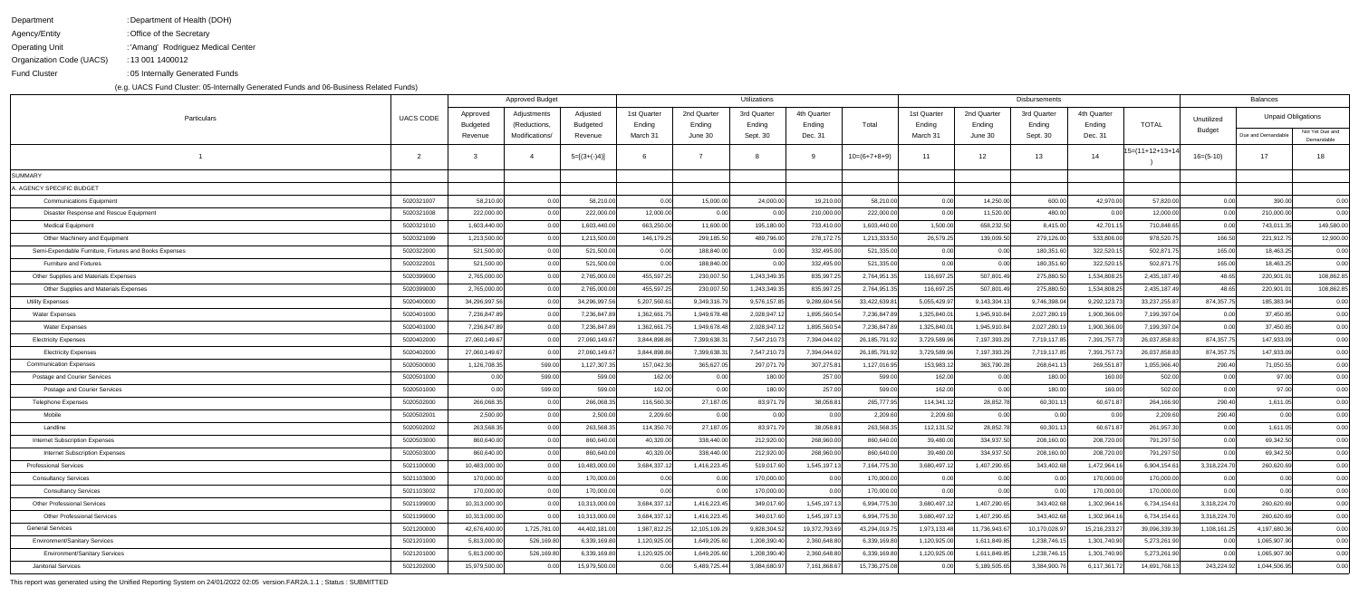Department : Department of Health (DOH)

Agency/Entity : Office of the Secretary

Operating Unit : 'Amang' Rodriguez Medical Center

Organization Code (UACS) : 13 001 1400012

Fund Cluster : 05 Internally Generated Funds

(e.g. UACS Fund Cluster: 05-Internally Generated Funds and 06-Business Related Funds)

| Particulars | UACS CODE | Approved Budget | | | Utilizations | | | | | Disbursements | | | | | Balances | | |
|---|---|---|---|---|---|---|---|---|---|---|---|---|---|---|---|---|---|
| | | Approved Budgeted Revenue | Adjustments (Reductions, Modifications/ | Adjusted Budgeted Revenue | 1st Quarter Ending March 31 | 2nd Quarter Ending June 30 | 3rd Quarter Ending Sept. 30 | 4th Quarter Ending Dec. 31 | Total | 1st Quarter Ending March 31 | 2nd Quarter Ending June 30 | 3rd Quarter Ending Sept. 30 | 4th Quarter Ending Dec. 31 | TOTAL | Unutilized Budget | Unpaid Obligations | |
| | | | | | | | | | | | | | | | | Due and Demandable | Not Yet Due and Demandable |
| 1 | 2 | 3 | 4 | 5=[(3+(-)4)] | 6 | 7 | 8 | 9 | 10=(6+7+8+9) | 11 | 12 | 13 | 14 | 15=(11+12+13+14) | 16=(5-10) | 17 | 18 |
| SUMMARY | | | | | | | | | | | | | | | | | |
| A. AGENCY SPECIFIC BUDGET | | | | | | | | | | | | | | | | | |
| Communications Equipment | 5020321007 | 58,210.00 | 0.00 | 58,210.00 | 0.00 | 15,000.00 | 24,000.00 | 19,210.00 | 58,210.00 | 0.00 | 14,250.00 | 600.00 | 42,970.00 | 57,820.00 | 0.00 | 390.00 | 0.00 |
| Disaster Response and Rescue Equipment | 5020321008 | 222,000.00 | 0.00 | 222,000.00 | 12,000.00 | 0.00 | 0.00 | 210,000.00 | 222,000.00 | 0.00 | 11,520.00 | 480.00 | 0.00 | 12,000.00 | 0.00 | 210,000.00 | 0.00 |
| Medical Equipment | 5020321010 | 1,603,440.00 | 0.00 | 1,603,440.00 | 663,250.00 | 11,600.00 | 195,180.00 | 733,410.00 | 1,603,440.00 | 1,500.00 | 658,232.50 | 8,415.00 | 42,701.15 | 710,848.65 | 0.00 | 743,011.35 | 149,580.00 |
| Other Machinery and Equipment | 5020321099 | 1,213,500.00 | 0.00 | 1,213,500.00 | 146,179.25 | 299,185.50 | 489,796.00 | 278,172.75 | 1,213,333.50 | 26,579.25 | 139,009.50 | 279,126.00 | 533,806.00 | 978,520.75 | 166.50 | 221,912.75 | 12,900.00 |
| Semi-Expendable Furniture, Fixtures and Books Expenses | 5020322000 | 521,500.00 | 0.00 | 521,500.00 | 0.00 | 188,840.00 | 0.00 | 332,495.00 | 521,335.00 | 0.00 | 0.00 | 180,351.60 | 322,520.15 | 502,871.75 | 165.00 | 18,463.25 | 0.00 |
| Furniture and Fixtures | 5020322001 | 521,500.00 | 0.00 | 521,500.00 | 0.00 | 188,840.00 | 0.00 | 332,495.00 | 521,335.00 | 0.00 | 0.00 | 180,351.60 | 322,520.15 | 502,871.75 | 165.00 | 18,463.25 | 0.00 |
| Other Supplies and Materials Expenses | 5020399000 | 2,765,000.00 | 0.00 | 2,765,000.00 | 455,597.25 | 230,007.50 | 1,243,349.35 | 835,997.25 | 2,764,951.35 | 116,697.25 | 507,801.49 | 275,880.50 | 1,534,808.25 | 2,435,187.49 | 48.65 | 220,901.01 | 108,862.85 |
| Other Supplies and Materials Expenses | 5020399000 | 2,765,000.00 | 0.00 | 2,765,000.00 | 455,597.25 | 230,007.50 | 1,243,349.35 | 835,997.25 | 2,764,951.35 | 116,697.25 | 507,801.49 | 275,880.50 | 1,534,808.25 | 2,435,187.49 | 48.65 | 220,901.01 | 108,862.85 |
| Utility Expenses | 5020400000 | 34,296,997.56 | 0.00 | 34,296,997.56 | 5,207,560.61 | 9,349,316.79 | 9,576,157.85 | 9,289,604.56 | 33,422,639.81 | 5,055,429.97 | 9,143,304.13 | 9,746,398.04 | 9,292,123.73 | 33,237,255.87 | 874,357.75 | 185,383.94 | 0.00 |
| Water Expenses | 5020401000 | 7,236,847.89 | 0.00 | 7,236,847.89 | 1,362,661.75 | 1,949,678.48 | 2,028,947.12 | 1,895,560.54 | 7,236,847.89 | 1,325,840.01 | 1,945,910.84 | 2,027,280.19 | 1,900,366.00 | 7,199,397.04 | 0.00 | 37,450.85 | 0.00 |
| Water Expenses | 5020401000 | 7,236,847.89 | 0.00 | 7,236,847.89 | 1,362,661.75 | 1,949,678.48 | 2,028,947.12 | 1,895,560.54 | 7,236,847.89 | 1,325,840.01 | 1,945,910.84 | 2,027,280.19 | 1,900,366.00 | 7,199,397.04 | 0.00 | 37,450.85 | 0.00 |
| Electricity Expenses | 5020402000 | 27,060,149.67 | 0.00 | 27,060,149.67 | 3,844,898.86 | 7,399,638.31 | 7,547,210.73 | 7,394,044.02 | 26,185,791.92 | 3,729,589.96 | 7,197,393.29 | 7,719,117.85 | 7,391,757.73 | 26,037,858.83 | 874,357.75 | 147,933.09 | 0.00 |
| Electricity Expenses | 5020402000 | 27,060,149.67 | 0.00 | 27,060,149.67 | 3,844,898.86 | 7,399,638.31 | 7,547,210.73 | 7,394,044.02 | 26,185,791.92 | 3,729,589.96 | 7,197,393.29 | 7,719,117.85 | 7,391,757.73 | 26,037,858.83 | 874,357.75 | 147,933.09 | 0.00 |
| Communication Expenses | 5020500000 | 1,126,708.35 | 599.00 | 1,127,307.35 | 157,042.30 | 365,627.05 | 297,071.79 | 307,275.81 | 1,127,016.95 | 153,983.12 | 363,790.28 | 268,641.13 | 269,551.87 | 1,055,966.40 | 290.40 | 71,050.55 | 0.00 |
| Postage and Courier Services | 5020501000 | 0.00 | 599.00 | 599.00 | 162.00 | 0.00 | 180.00 | 257.00 | 599.00 | 162.00 | 0.00 | 180.00 | 160.00 | 502.00 | 0.00 | 97.00 | 0.00 |
| Postage and Courier Services | 5020501000 | 0.00 | 599.00 | 599.00 | 162.00 | 0.00 | 180.00 | 257.00 | 599.00 | 162.00 | 0.00 | 180.00 | 160.00 | 502.00 | 0.00 | 97.00 | 0.00 |
| Telephone Expenses | 5020502000 | 266,068.35 | 0.00 | 266,068.35 | 116,560.30 | 27,187.05 | 83,971.79 | 38,058.81 | 265,777.95 | 114,341.12 | 28,852.78 | 60,301.13 | 60,671.87 | 264,166.90 | 290.40 | 1,611.05 | 0.00 |
| Mobile | 5020502001 | 2,500.00 | 0.00 | 2,500.00 | 2,209.60 | 0.00 | 0.00 | 0.00 | 2,209.60 | 2,209.60 | 0.00 | 0.00 | 0.00 | 2,209.60 | 290.40 | 0.00 | 0.00 |
| Landline | 5020502002 | 263,568.35 | 0.00 | 263,568.35 | 114,350.70 | 27,187.05 | 83,971.79 | 38,058.81 | 263,568.35 | 112,131.52 | 28,852.78 | 60,301.13 | 60,671.87 | 261,957.30 | 0.00 | 1,611.05 | 0.00 |
| Internet Subscription Expenses | 5020503000 | 860,640.00 | 0.00 | 860,640.00 | 40,320.00 | 338,440.00 | 212,920.00 | 268,960.00 | 860,640.00 | 39,480.00 | 334,937.50 | 208,160.00 | 208,720.00 | 791,297.50 | 0.00 | 69,342.50 | 0.00 |
| Internet Subscription Expenses | 5020503000 | 860,640.00 | 0.00 | 860,640.00 | 40,320.00 | 338,440.00 | 212,920.00 | 268,960.00 | 860,640.00 | 39,480.00 | 334,937.50 | 208,160.00 | 208,720.00 | 791,297.50 | 0.00 | 69,342.50 | 0.00 |
| Professional Services | 5021100000 | 10,483,000.00 | 0.00 | 10,483,000.00 | 3,684,337.12 | 1,416,223.45 | 519,017.60 | 1,545,197.13 | 7,164,775.30 | 3,680,497.12 | 1,407,290.65 | 343,402.68 | 1,472,964.16 | 6,904,154.61 | 3,318,224.70 | 260,620.69 | 0.00 |
| Consultancy Services | 5021103000 | 170,000.00 | 0.00 | 170,000.00 | 0.00 | 0.00 | 170,000.00 | 0.00 | 170,000.00 | 0.00 | 0.00 | 0.00 | 170,000.00 | 170,000.00 | 0.00 | 0.00 | 0.00 |
| Consultancy Services | 5021103002 | 170,000.00 | 0.00 | 170,000.00 | 0.00 | 0.00 | 170,000.00 | 0.00 | 170,000.00 | 0.00 | 0.00 | 0.00 | 170,000.00 | 170,000.00 | 0.00 | 0.00 | 0.00 |
| Other Professional Services | 5021199000 | 10,313,000.00 | 0.00 | 10,313,000.00 | 3,684,337.12 | 1,416,223.45 | 349,017.60 | 1,545,197.13 | 6,994,775.30 | 3,680,497.12 | 1,407,290.65 | 343,402.68 | 1,302,964.16 | 6,734,154.61 | 3,318,224.70 | 260,620.69 | 0.00 |
| Other Professional Services | 5021199000 | 10,313,000.00 | 0.00 | 10,313,000.00 | 3,684,337.12 | 1,416,223.45 | 349,017.60 | 1,545,197.13 | 6,994,775.30 | 3,680,497.12 | 1,407,290.65 | 343,402.68 | 1,302,964.16 | 6,734,154.61 | 3,318,224.70 | 260,620.69 | 0.00 |
| General Services | 5021200000 | 42,676,400.00 | 1,725,781.00 | 44,402,181.00 | 1,987,812.25 | 12,105,109.29 | 9,828,304.52 | 19,372,793.69 | 43,294,019.75 | 1,973,133.48 | 11,736,943.67 | 10,170,028.97 | 15,216,233.27 | 39,096,339.39 | 1,108,161.25 | 4,197,680.36 | 0.00 |
| Environment/Sanitary Services | 5021201000 | 5,813,000.00 | 526,169.80 | 6,339,169.80 | 1,120,925.00 | 1,649,205.60 | 1,208,390.40 | 2,360,648.80 | 6,339,169.80 | 1,120,925.00 | 1,611,849.85 | 1,238,746.15 | 1,301,740.90 | 5,273,261.90 | 0.00 | 1,065,907.90 | 0.00 |
| Environment/Sanitary Services | 5021201000 | 5,813,000.00 | 526,169.80 | 6,339,169.80 | 1,120,925.00 | 1,649,205.60 | 1,208,390.40 | 2,360,648.80 | 6,339,169.80 | 1,120,925.00 | 1,611,849.85 | 1,238,746.15 | 1,301,740.90 | 5,273,261.90 | 0.00 | 1,065,907.90 | 0.00 |
| Janitorial Services | 5021202000 | 15,979,500.00 | 0.00 | 15,979,500.00 | 0.00 | 5,489,725.44 | 3,084,680.97 | 7,161,868.67 | 15,736,275.08 | 0.00 | 5,189,505.65 | 3,384,900.76 | 6,117,361.72 | 14,691,768.13 | 243,224.92 | 1,044,506.95 | 0.00 |

This report was generated using the Unified Reporting System on 24/01/2022 02:05 version.FAR2A.1.1 ; Status : SUBMITTED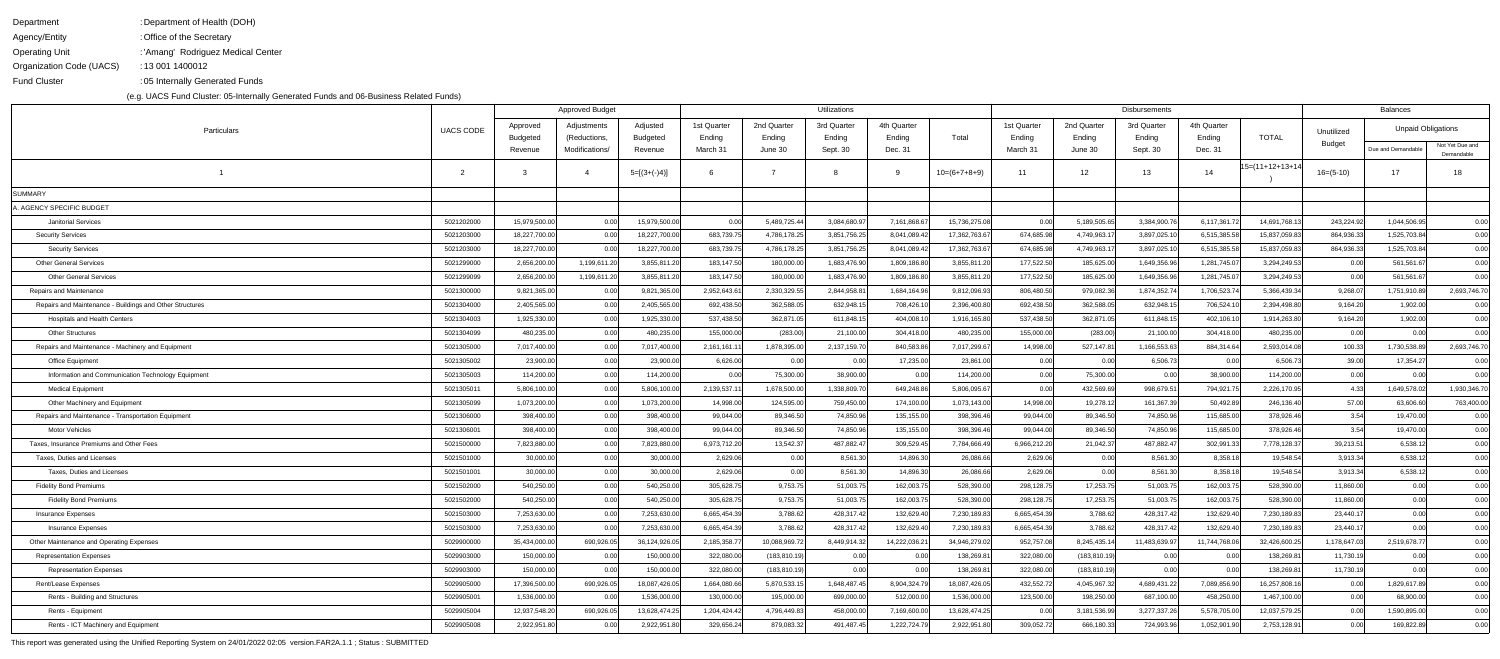Department : Department of Health (DOH)

Agency/Entity : Office of the Secretary

Operating Unit : 'Amang' Rodriguez Medical Center

Organization Code (UACS) : 13 001 1400012

Fund Cluster : 05 Internally Generated Funds

(e.g. UACS Fund Cluster: 05-Internally Generated Funds and 06-Business Related Funds)

| Particulars | UACS CODE | Approved Budget | | | Utilizations | | | | | Disbursements | | | | | Balances | | |
|---|---|---|---|---|---|---|---|---|---|---|---|---|---|---|---|---|---|
| | | Approved Budgeted Revenue | Adjustments (Reductions, Modifications/ | Adjusted Budgeted Revenue | 1st Quarter Ending March 31 | 2nd Quarter Ending June 30 | 3rd Quarter Ending Sept. 30 | 4th Quarter Ending Dec. 31 | Total | 1st Quarter Ending March 31 | 2nd Quarter Ending June 30 | 3rd Quarter Ending Sept. 30 | 4th Quarter Ending Dec. 31 | TOTAL | Unutilized Budget | Unpaid Obligations | |
| | | | | | | | | | | | | | | | | Due and Demandable | Not Yet Due and Demandable |
| 1 | 2 | 3 | 4 | 5=[(3+(-)4)] | 6 | 7 | 8 | 9 | 10=(6+7+8+9) | 11 | 12 | 13 | 14 | 15=(11+12+13+14) | 16=(5-10) | 17 | 18 |
| SUMMARY | | | | | | | | | | | | | | | | | |
| A. AGENCY SPECIFIC BUDGET | | | | | | | | | | | | | | | | | |
| Janitorial Services | 5021202000 | 15,979,500.00 | 0.00 | 15,979,500.00 | 0.00 | 5,489,725.44 | 3,084,680.97 | 7,161,868.67 | 15,736,275.08 | 0.00 | 5,189,505.65 | 3,384,900.76 | 6,117,361.72 | 14,691,768.13 | 243,224.92 | 1,044,506.95 | 0.00 |
| Security Services | 5021203000 | 18,227,700.00 | 0.00 | 18,227,700.00 | 683,739.75 | 4,786,178.25 | 3,851,756.25 | 8,041,089.42 | 17,362,763.67 | 674,685.98 | 4,749,963.17 | 3,897,025.10 | 6,515,385.58 | 15,837,059.83 | 864,936.33 | 1,525,703.84 | 0.00 |
| Security Services | 5021203000 | 18,227,700.00 | 0.00 | 18,227,700.00 | 683,739.75 | 4,786,178.25 | 3,851,756.25 | 8,041,089.42 | 17,362,763.67 | 674,685.98 | 4,749,963.17 | 3,897,025.10 | 6,515,385.58 | 15,837,059.83 | 864,936.33 | 1,525,703.84 | 0.00 |
| Other General Services | 5021299000 | 2,656,200.00 | 1,199,611.20 | 3,855,811.20 | 183,147.50 | 180,000.00 | 1,683,476.90 | 1,809,186.80 | 3,855,811.20 | 177,522.50 | 185,625.00 | 1,649,356.96 | 1,281,745.07 | 3,294,249.53 | 0.00 | 561,561.67 | 0.00 |
| Other General Services | 5021299099 | 2,656,200.00 | 1,199,611.20 | 3,855,811.20 | 183,147.50 | 180,000.00 | 1,683,476.90 | 1,809,186.80 | 3,855,811.20 | 177,522.50 | 185,625.00 | 1,649,356.96 | 1,281,745.07 | 3,294,249.53 | 0.00 | 561,561.67 | 0.00 |
| Repairs and Maintenance | 5021300000 | 9,821,365.00 | 0.00 | 9,821,365.00 | 2,952,643.61 | 2,330,329.55 | 2,844,958.81 | 1,684,164.96 | 9,812,096.93 | 806,480.50 | 979,082.36 | 1,874,352.74 | 1,706,523.74 | 5,366,439.34 | 9,268.07 | 1,751,910.89 | 2,693,746.70 |
| Repairs and Maintenance - Buildings and Other Structures | 5021304000 | 2,405,565.00 | 0.00 | 2,405,565.00 | 692,438.50 | 362,588.05 | 632,948.15 | 708,426.10 | 2,396,400.80 | 692,438.50 | 362,588.05 | 632,948.15 | 706,524.10 | 2,394,498.80 | 9,164.20 | 1,902.00 | 0.00 |
| Hospitals and Health Centers | 5021304003 | 1,925,330.00 | 0.00 | 1,925,330.00 | 537,438.50 | 362,871.05 | 611,848.15 | 404,008.10 | 1,916,165.80 | 537,438.50 | 362,871.05 | 611,848.15 | 402,106.10 | 1,914,263.80 | 9,164.20 | 1,902.00 | 0.00 |
| Other Structures | 5021304099 | 480,235.00 | 0.00 | 480,235.00 | 155,000.00 | (283.00) | 21,100.00 | 304,418.00 | 480,235.00 | 155,000.00 | (283.00) | 21,100.00 | 304,418.00 | 480,235.00 | 0.00 | 0.00 | 0.00 |
| Repairs and Maintenance - Machinery and Equipment | 5021305000 | 7,017,400.00 | 0.00 | 7,017,400.00 | 2,161,161.11 | 1,878,395.00 | 2,137,159.70 | 840,583.86 | 7,017,299.67 | 14,998.00 | 527,147.81 | 1,166,553.63 | 884,314.64 | 2,593,014.08 | 100.33 | 1,730,538.89 | 2,693,746.70 |
| Office Equipment | 5021305002 | 23,900.00 | 0.00 | 23,900.00 | 6,626.00 | 0.00 | 0.00 | 17,235.00 | 23,861.00 | 0.00 | 0.00 | 6,506.73 | 0.00 | 6,506.73 | 39.00 | 17,354.27 | 0.00 |
| Information and Communication Technology Equipment | 5021305003 | 114,200.00 | 0.00 | 114,200.00 | 0.00 | 75,300.00 | 38,900.00 | 0.00 | 114,200.00 | 0.00 | 75,300.00 | 0.00 | 38,900.00 | 114,200.00 | 0.00 | 0.00 | 0.00 |
| Medical Equipment | 5021305011 | 5,806,100.00 | 0.00 | 5,806,100.00 | 2,139,537.11 | 1,678,500.00 | 1,338,809.70 | 649,248.86 | 5,806,095.67 | 0.00 | 432,569.69 | 998,679.51 | 794,921.75 | 2,226,170.95 | 4.33 | 1,649,578.02 | 1,930,346.70 |
| Other Machinery and Equipment | 5021305099 | 1,073,200.00 | 0.00 | 1,073,200.00 | 14,998.00 | 124,595.00 | 759,450.00 | 174,100.00 | 1,073,143.00 | 14,998.00 | 19,278.12 | 161,367.39 | 50,492.89 | 246,136.40 | 57.00 | 63,606.60 | 763,400.00 |
| Repairs and Maintenance - Transportation Equipment | 5021306000 | 398,400.00 | 0.00 | 398,400.00 | 99,044.00 | 89,346.50 | 74,850.96 | 135,155.00 | 398,396.46 | 99,044.00 | 89,346.50 | 74,850.96 | 115,685.00 | 378,926.46 | 3.54 | 19,470.00 | 0.00 |
| Motor Vehicles | 5021306001 | 398,400.00 | 0.00 | 398,400.00 | 99,044.00 | 89,346.50 | 74,850.96 | 135,155.00 | 398,396.46 | 99,044.00 | 89,346.50 | 74,850.96 | 115,685.00 | 378,926.46 | 3.54 | 19,470.00 | 0.00 |
| Taxes, Insurance Premiums and Other Fees | 5021500000 | 7,823,880.00 | 0.00 | 7,823,880.00 | 6,973,712.20 | 13,542.37 | 487,882.47 | 309,529.45 | 7,784,666.49 | 6,966,212.20 | 21,042.37 | 487,882.47 | 302,991.33 | 7,778,128.37 | 39,213.51 | 6,538.12 | 0.00 |
| Taxes, Duties and Licenses | 5021501000 | 30,000.00 | 0.00 | 30,000.00 | 2,629.06 | 0.00 | 8,561.30 | 14,896.30 | 26,086.66 | 2,629.06 | 0.00 | 8,561.30 | 8,358.18 | 19,548.54 | 3,913.34 | 6,538.12 | 0.00 |
| Taxes, Duties and Licenses | 5021501001 | 30,000.00 | 0.00 | 30,000.00 | 2,629.06 | 0.00 | 8,561.30 | 14,896.30 | 26,086.66 | 2,629.06 | 0.00 | 8,561.30 | 8,358.18 | 19,548.54 | 3,913.34 | 6,538.12 | 0.00 |
| Fidelity Bond Premiums | 5021502000 | 540,250.00 | 0.00 | 540,250.00 | 305,628.75 | 9,753.75 | 51,003.75 | 162,003.75 | 528,390.00 | 298,128.75 | 17,253.75 | 51,003.75 | 162,003.75 | 528,390.00 | 11,860.00 | 0.00 | 0.00 |
| Fidelity Bond Premiums | 5021502000 | 540,250.00 | 0.00 | 540,250.00 | 305,628.75 | 9,753.75 | 51,003.75 | 162,003.75 | 528,390.00 | 298,128.75 | 17,253.75 | 51,003.75 | 162,003.75 | 528,390.00 | 11,860.00 | 0.00 | 0.00 |
| Insurance Expenses | 5021503000 | 7,253,630.00 | 0.00 | 7,253,630.00 | 6,665,454.39 | 3,788.62 | 428,317.42 | 132,629.40 | 7,230,189.83 | 6,665,454.39 | 3,788.62 | 428,317.42 | 132,629.40 | 7,230,189.83 | 23,440.17 | 0.00 | 0.00 |
| Insurance Expenses | 5021503000 | 7,253,630.00 | 0.00 | 7,253,630.00 | 6,665,454.39 | 3,788.62 | 428,317.42 | 132,629.40 | 7,230,189.83 | 6,665,454.39 | 3,788.62 | 428,317.42 | 132,629.40 | 7,230,189.83 | 23,440.17 | 0.00 | 0.00 |
| Other Maintenance and Operating Expenses | 5029900000 | 35,434,000.00 | 690,926.05 | 36,124,926.05 | 2,185,358.77 | 10,088,969.72 | 8,449,914.32 | 14,222,036.21 | 34,946,279.02 | 952,757.08 | 8,245,435.14 | 11,483,639.97 | 11,744,768.06 | 32,426,600.25 | 1,178,647.03 | 2,519,678.77 | 0.00 |
| Representation Expenses | 5029903000 | 150,000.00 | 0.00 | 150,000.00 | 322,080.00 | (183,810.19) | 0.00 | 0.00 | 138,269.81 | 322,080.00 | (183,810.19) | 0.00 | 0.00 | 138,269.81 | 11,730.19 | 0.00 | 0.00 |
| Representation Expenses | 5029903000 | 150,000.00 | 0.00 | 150,000.00 | 322,080.00 | (183,810.19) | 0.00 | 0.00 | 138,269.81 | 322,080.00 | (183,810.19) | 0.00 | 0.00 | 138,269.81 | 11,730.19 | 0.00 | 0.00 |
| Rent/Lease Expenses | 5029905000 | 17,396,500.00 | 690,926.05 | 18,087,426.05 | 1,664,080.66 | 5,870,533.15 | 1,648,487.45 | 8,904,324.79 | 18,087,426.05 | 432,552.72 | 4,045,967.32 | 4,689,431.22 | 7,089,856.90 | 16,257,808.16 | 0.00 | 1,829,617.89 | 0.00 |
| Rents - Building and Structures | 5029905001 | 1,536,000.00 | 0.00 | 1,536,000.00 | 130,000.00 | 195,000.00 | 699,000.00 | 512,000.00 | 1,536,000.00 | 123,500.00 | 198,250.00 | 687,100.00 | 458,250.00 | 1,467,100.00 | 0.00 | 68,900.00 | 0.00 |
| Rents - Equipment | 5029905004 | 12,937,548.20 | 690,926.05 | 13,628,474.25 | 1,204,424.42 | 4,796,449.83 | 458,000.00 | 7,169,600.00 | 13,628,474.25 | 0.00 | 3,181,536.99 | 3,277,337.26 | 5,578,705.00 | 12,037,579.25 | 0.00 | 1,590,895.00 | 0.00 |
| Rents - ICT Machinery and Equipment | 5029905008 | 2,922,951.80 | 0.00 | 2,922,951.80 | 329,656.24 | 879,083.32 | 491,487.45 | 1,222,724.79 | 2,922,951.80 | 309,052.72 | 666,180.33 | 724,993.96 | 1,052,901.90 | 2,753,128.91 | 0.00 | 169,822.89 | 0.00 |

This report was generated using the Unified Reporting System on 24/01/2022 02:05 version.FAR2A.1.1 ; Status : SUBMITTED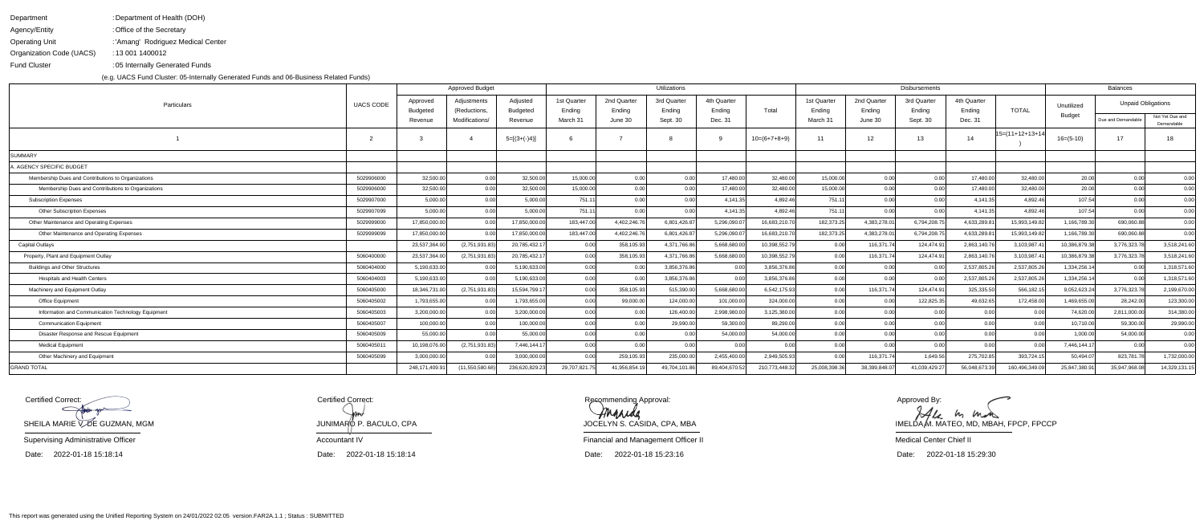Department : Department of Health (DOH)

Agency/Entity : Office of the Secretary

Operating Unit : 'Amang' Rodriguez Medical Center

Organization Code (UACS) : 13 001 1400012

Fund Cluster : 05 Internally Generated Funds

(e.g. UACS Fund Cluster: 05-Internally Generated Funds and 06-Business Related Funds)

| Particulars | UACS CODE | Approved Budget | | | Utilizations | | | | | Disbursements | | | | | Balances | | |
|---|---|---|---|---|---|---|---|---|---|---|---|---|---|---|---|---|---|
| | | Approved Budgeted Revenue | Adjustments (Reductions, Modifications/ | Adjusted Budgeted Revenue | 1st Quarter Ending March 31 | 2nd Quarter Ending June 30 | 3rd Quarter Ending Sept. 30 | 4th Quarter Ending Dec. 31 | Total | 1st Quarter Ending March 31 | 2nd Quarter Ending June 30 | 3rd Quarter Ending Sept. 30 | 4th Quarter Ending Dec. 31 | TOTAL | Unutilized Budget | Unpaid Obligations | |
| | | | | | | | | | | | | | | | | Due and Demandable | Not Yet Due and Demandable |
| 1 | 2 | 3 | 4 | 5=[(3+(-)4)] | 6 | 7 | 8 | 9 | 10=(6+7+8+9) | 11 | 12 | 13 | 14 | 15=(11+12+13+14) | 16=(5-10) | 17 | 18 |
| SUMMARY | | | | | | | | | | | | | | | | | |
| A. AGENCY SPECIFIC BUDGET | | | | | | | | | | | | | | | | | |
| Membership Dues and Contributions to Organizations | 5029906000 | 32,500.00 | 0.00 | 32,500.00 | 15,000.00 | 0.00 | 0.00 | 17,480.00 | 32,480.00 | 15,000.00 | 0.00 | 0.00 | 17,480.00 | 32,480.00 | 20.00 | 0.00 | 0.00 |
| Membership Dues and Contributions to Organizations | 5029906000 | 32,500.00 | 0.00 | 32,500.00 | 15,000.00 | 0.00 | 0.00 | 17,480.00 | 32,480.00 | 15,000.00 | 0.00 | 0.00 | 17,480.00 | 32,480.00 | 20.00 | 0.00 | 0.00 |
| Subscription Expenses | 5029907000 | 5,000.00 | 0.00 | 5,000.00 | 751.11 | 0.00 | 0.00 | 4,141.35 | 4,892.46 | 751.11 | 0.00 | 0.00 | 4,141.35 | 4,892.46 | 107.54 | 0.00 | 0.00 |
| Other Subscription Expenses | 5029907099 | 5,000.00 | 0.00 | 5,000.00 | 751.11 | 0.00 | 0.00 | 4,141.35 | 4,892.46 | 751.11 | 0.00 | 0.00 | 4,141.35 | 4,892.46 | 107.54 | 0.00 | 0.00 |
| Other Maintenance and Operating Expenses | 5029999000 | 17,850,000.00 | 0.00 | 17,850,000.00 | 183,447.00 | 4,402,246.76 | 6,801,426.87 | 5,296,090.07 | 16,683,210.70 | 182,373.25 | 4,383,278.01 | 6,794,208.75 | 4,633,289.81 | 15,993,149.82 | 1,166,789.30 | 690,060.88 | 0.00 |
| Other Maintenance and Operating Expenses | 5029999099 | 17,850,000.00 | 0.00 | 17,850,000.00 | 183,447.00 | 4,402,246.76 | 6,801,426.87 | 5,296,090.07 | 16,683,210.70 | 182,373.25 | 4,383,278.01 | 6,794,208.75 | 4,633,289.81 | 15,993,149.82 | 1,166,789.30 | 690,060.88 | 0.00 |
| Capital Outlays | | 23,537,364.00 | (2,751,931.83) | 20,785,432.17 | 0.00 | 358,105.93 | 4,371,766.86 | 5,668,680.00 | 10,398,552.79 | 0.00 | 116,371.74 | 124,474.91 | 2,863,140.76 | 3,103,987.41 | 10,386,879.38 | 3,776,323.78 | 3,518,241.60 |
| Property, Plant and Equipment Outlay | 5060400000 | 23,537,364.00 | (2,751,931.83) | 20,785,432.17 | 0.00 | 358,105.93 | 4,371,766.86 | 5,668,680.00 | 10,398,552.79 | 0.00 | 116,371.74 | 124,474.91 | 2,863,140.76 | 3,103,987.41 | 10,386,879.38 | 3,776,323.78 | 3,518,241.60 |
| Buildings and Other Structures | 5060404000 | 5,190,633.00 | 0.00 | 5,190,633.00 | 0.00 | 0.00 | 3,856,376.86 | 0.00 | 3,856,376.86 | 0.00 | 0.00 | 0.00 | 2,537,805.26 | 2,537,805.26 | 1,334,256.14 | 0.00 | 1,318,571.60 |
| Hospitals and Health Centers | 5060404003 | 5,190,633.00 | 0.00 | 5,190,633.00 | 0.00 | 0.00 | 3,856,376.86 | 0.00 | 3,856,376.86 | 0.00 | 0.00 | 0.00 | 2,537,805.26 | 2,537,805.26 | 1,334,256.14 | 0.00 | 1,318,571.60 |
| Machinery and Equipment Outlay | 5060405000 | 18,346,731.00 | (2,751,931.83) | 15,594,799.17 | 0.00 | 358,105.93 | 515,390.00 | 5,668,680.00 | 6,542,175.93 | 0.00 | 116,371.74 | 124,474.91 | 325,335.50 | 566,182.15 | 9,052,623.24 | 3,776,323.78 | 2,199,670.00 |
| Office Equipment | 5060405002 | 1,793,655.00 | 0.00 | 1,793,655.00 | 0.00 | 99,000.00 | 124,000.00 | 101,000.00 | 324,000.00 | 0.00 | 0.00 | 122,825.35 | 49,632.65 | 172,458.00 | 1,469,655.00 | 28,242.00 | 123,300.00 |
| Information and Communication Technology Equipment | 5060405003 | 3,200,000.00 | 0.00 | 3,200,000.00 | 0.00 | 0.00 | 126,400.00 | 2,998,980.00 | 3,125,380.00 | 0.00 | 0.00 | 0.00 | 0.00 | 0.00 | 74,620.00 | 2,811,000.00 | 314,380.00 |
| Communication Equipment | 5060405007 | 100,000.00 | 0.00 | 100,000.00 | 0.00 | 0.00 | 29,990.00 | 59,300.00 | 89,290.00 | 0.00 | 0.00 | 0.00 | 0.00 | 0.00 | 10,710.00 | 59,300.00 | 29,990.00 |
| Disaster Response and Rescue Equipment | 5060405009 | 55,000.00 | 0.00 | 55,000.00 | 0.00 | 0.00 | 0.00 | 54,000.00 | 54,000.00 | 0.00 | 0.00 | 0.00 | 0.00 | 0.00 | 1,000.00 | 54,000.00 | 0.00 |
| Medical Equipment | 5060405011 | 10,198,076.00 | (2,751,931.83) | 7,446,144.17 | 0.00 | 0.00 | 0.00 | 0.00 | 0.00 | 0.00 | 0.00 | 0.00 | 0.00 | 0.00 | 7,446,144.17 | 0.00 | 0.00 |
| Other Machinery and Equipment | 5060405099 | 3,000,000.00 | 0.00 | 3,000,000.00 | 0.00 | 259,105.93 | 235,000.00 | 2,455,400.00 | 2,949,505.93 | 0.00 | 116,371.74 | 1,649.56 | 275,702.85 | 393,724.15 | 50,494.07 | 823,781.78 | 1,732,000.00 |
| GRAND TOTAL | | 248,171,409.91 | (11,550,580.68) | 236,620,829.23 | 29,707,821.75 | 41,956,854.19 | 49,704,101.86 | 89,404,670.52 | 210,773,448.32 | 25,008,398.36 | 38,399,848.07 | 41,039,429.27 | 56,048,673.39 | 160,496,349.09 | 25,847,380.91 | 35,947,968.08 | 14,329,131.15 |

Certified Correct:
SHEILA MARIE V. DE GUZMAN, MGM
Supervising Administrative Officer
Date: 2022-01-18 15:18:14

Certified Correct:
JUNIMARO P. BACULO, CPA
Accountant IV
Date: 2022-01-18 15:18:14

Recommending Approval:
JOCELYN S. CASIDA, CPA, MBA
Financial and Management Officer II
Date: 2022-01-18 15:23:16

Approved By:
IMELDA M. MATEO, MD, MBAH, FPCP, FPCCP
Medical Center Chief II
Date: 2022-01-18 15:29:30

This report was generated using the Unified Reporting System on 24/01/2022 02:05 version.FAR2A.1.1 ; Status : SUBMITTED